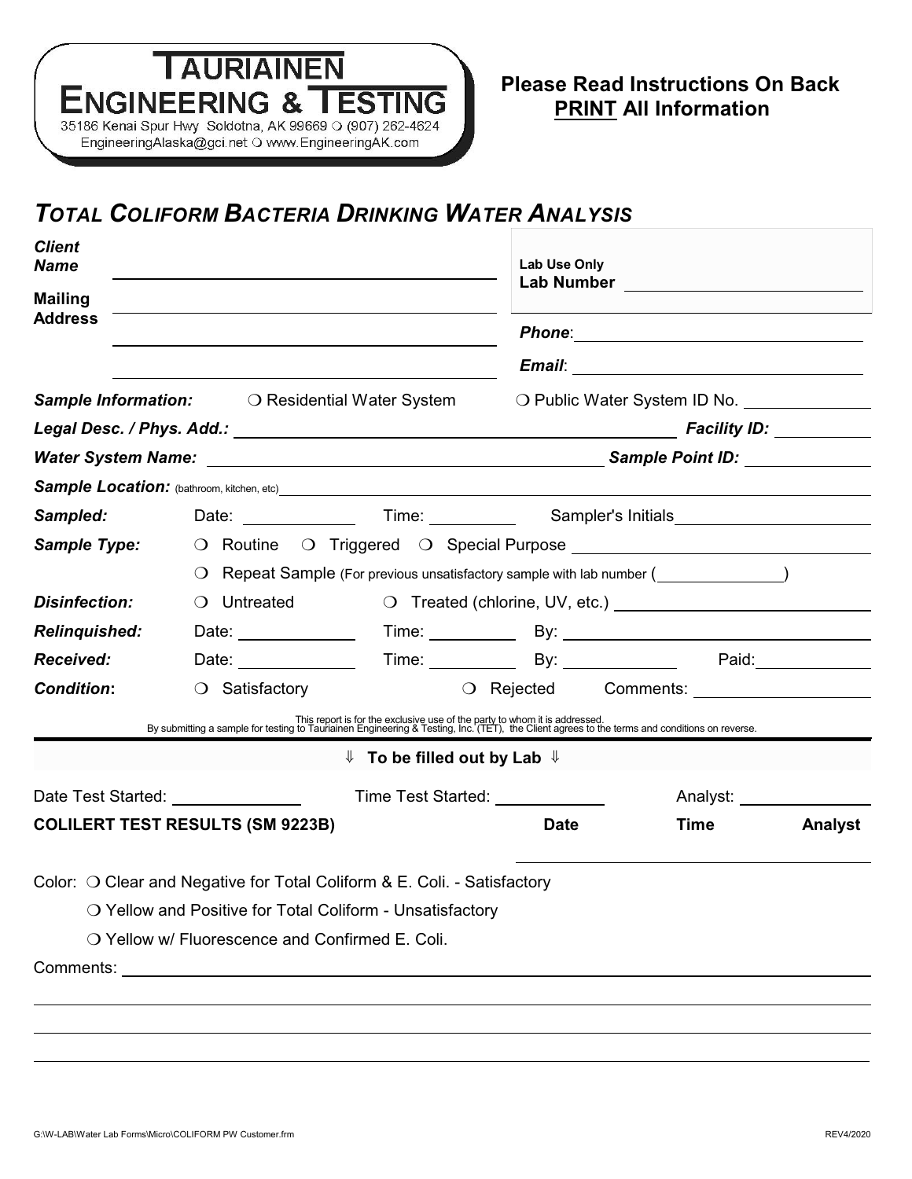**TAURIAINEN ENGINEERING & TESTING**
35186 Kenai Spur Hwy Soldotna, AK 99669 ❍ (907) 262-4624
EngineeringAlaska@gci.net ❍ www.EngineeringAK.com

**Please Read Instructions On Back**
**PRINT All Information**

# *TOTAL COLIFORM BACTERIA DRINKING WATER ANALYSIS*

***Client Name*** ______________________________

***Mailing Address*** ______________________________
______________________________
______________________________

**Lab Use Only**
**Lab Number** ______________________

***Phone***: ______________________

***Email***: ______________________

***Sample Information:*** ❍ Residential Water System ❍ Public Water System ID No. __________

***Legal Desc. / Phys. Add.:*** ______________________________ ***Facility ID:*** __________

***Water System Name:*** ______________________________ ***Sample Point ID:*** __________

***Sample Location:*** (bathroom, kitchen, etc) ______________________________

***Sampled:*** Date: __________ Time: __________ Sampler's Initials __________

***Sample Type:*** ❍ Routine ❍ Triggered ❍ Special Purpose __________

❍ Repeat Sample (For previous unsatisfactory sample with lab number (__________)

***Disinfection:*** ❍ Untreated ❍ Treated (chlorine, UV, etc.) __________

***Relinquished:*** Date: __________ Time: __________ By: __________

***Received:*** Date: __________ Time: __________ By: __________ Paid: __________

***Condition*:** ❍ Satisfactory ❍ Rejected Comments: __________

This report is for the exclusive use of the party to whom it is addressed.
By submitting a sample for testing to Tauriainen Engineering & Testing, Inc. (TET), the Client agrees to the terms and conditions on reverse.

---

⇓ **To be filled out by Lab** ⇓

Date Test Started: __________ Time Test Started: __________ Analyst: __________

| **COLILERT TEST RESULTS (SM 9223B)** | **Date** | **Time** | **Analyst** |
|---|---|---|---|
| | | | |

Color: ❍ Clear and Negative for Total Coliform & E. Coli. - Satisfactory

❍ Yellow and Positive for Total Coliform - Unsatisfactory

❍ Yellow w/ Fluorescence and Confirmed E. Coli.

Comments: ______________________________
______________________________
______________________________
______________________________

G:\W-LAB\Water Lab Forms\Micro\COLIFORM PW Customer.frm REV4/2020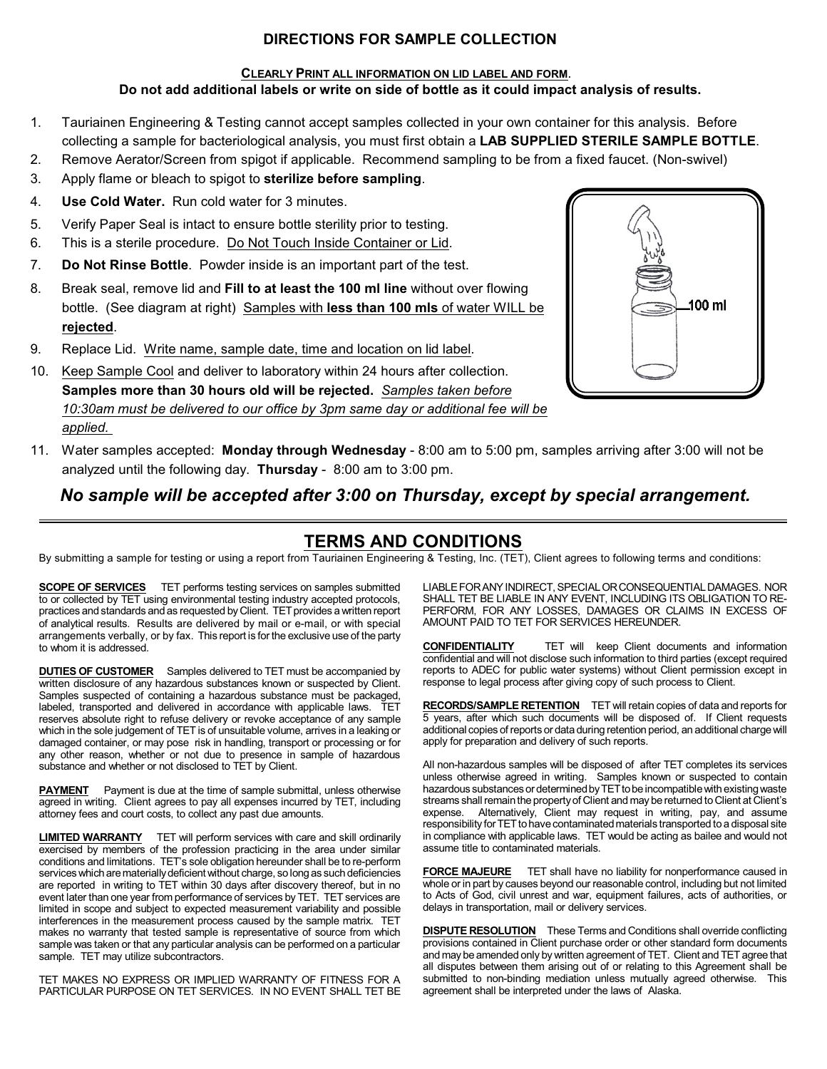# DIRECTIONS FOR SAMPLE COLLECTION

**CLEARLY PRINT ALL INFORMATION ON LID LABEL AND FORM.**

**Do not add additional labels or write on side of bottle as it could impact analysis of results.**

1. Tauriainen Engineering & Testing cannot accept samples collected in your own container for this analysis. Before collecting a sample for bacteriological analysis, you must first obtain a **LAB SUPPLIED STERILE SAMPLE BOTTLE**.
2. Remove Aerator/Screen from spigot if applicable. Recommend sampling to be from a fixed faucet. (Non-swivel)
3. Apply flame or bleach to spigot to **sterilize before sampling**.
4. **Use Cold Water.** Run cold water for 3 minutes.
5. Verify Paper Seal is intact to ensure bottle sterility prior to testing.
6. This is a sterile procedure. Do Not Touch Inside Container or Lid.
7. **Do Not Rinse Bottle**. Powder inside is an important part of the test.
8. Break seal, remove lid and **Fill to at least the 100 ml line** without over flowing bottle. (See diagram at right) Samples with **less than 100 mls** of water WILL be **rejected**.
9. Replace Lid. Write name, sample date, time and location on lid label.
10. Keep Sample Cool and deliver to laboratory within 24 hours after collection. **Samples more than 30 hours old will be rejected.** *Samples taken before 10:30am must be delivered to our office by 3pm same day or additional fee will be applied.*
11. Water samples accepted: **Monday through Wednesday** - 8:00 am to 5:00 pm, samples arriving after 3:00 will not be analyzed until the following day. **Thursday** - 8:00 am to 3:00 pm.

100 ml

***No sample will be accepted after 3:00 on Thursday, except by special arrangement.***

## TERMS AND CONDITIONS

By submitting a sample for testing or using a report from Tauriainen Engineering & Testing, Inc. (TET), Client agrees to following terms and conditions:

**SCOPE OF SERVICES** TET performs testing services on samples submitted to or collected by TET using environmental testing industry accepted protocols, practices and standards and as requested by Client. TET provides a written report of analytical results. Results are delivered by mail or e-mail, or with special arrangements verbally, or by fax. This report is for the exclusive use of the party to whom it is addressed.

**DUTIES OF CUSTOMER** Samples delivered to TET must be accompanied by written disclosure of any hazardous substances known or suspected by Client. Samples suspected of containing a hazardous substance must be packaged, labeled, transported and delivered in accordance with applicable laws. TET reserves absolute right to refuse delivery or revoke acceptance of any sample which in the sole judgement of TET is of unsuitable volume, arrives in a leaking or damaged container, or may pose risk in handling, transport or processing or for any other reason, whether or not due to presence in sample of hazardous substance and whether or not disclosed to TET by Client.

**PAYMENT** Payment is due at the time of sample submittal, unless otherwise agreed in writing. Client agrees to pay all expenses incurred by TET, including attorney fees and court costs, to collect any past due amounts.

**LIMITED WARRANTY** TET will perform services with care and skill ordinarily exercised by members of the profession practicing in the area under similar conditions and limitations. TET's sole obligation hereunder shall be to re-perform services which are materially deficient without charge, so long as such deficiencies are reported in writing to TET within 30 days after discovery thereof, but in no event later than one year from performance of services by TET. TET services are limited in scope and subject to expected measurement variability and possible interferences in the measurement process caused by the sample matrix. TET makes no warranty that tested sample is representative of source from which sample was taken or that any particular analysis can be performed on a particular sample. TET may utilize subcontractors.

TET MAKES NO EXPRESS OR IMPLIED WARRANTY OF FITNESS FOR A PARTICULAR PURPOSE ON TET SERVICES. IN NO EVENT SHALL TET BE LIABLE FOR ANY INDIRECT, SPECIAL OR CONSEQUENTIAL DAMAGES. NOR SHALL TET BE LIABLE IN ANY EVENT, INCLUDING ITS OBLIGATION TO RE-PERFORM, FOR ANY LOSSES, DAMAGES OR CLAIMS IN EXCESS OF AMOUNT PAID TO TET FOR SERVICES HEREUNDER.

**CONFIDENTIALITY** TET will keep Client documents and information confidential and will not disclose such information to third parties (except required reports to ADEC for public water systems) without Client permission except in response to legal process after giving copy of such process to Client.

**RECORDS/SAMPLE RETENTION** TET will retain copies of data and reports for 5 years, after which such documents will be disposed of. If Client requests additional copies of reports or data during retention period, an additional charge will apply for preparation and delivery of such reports.

All non-hazardous samples will be disposed of after TET completes its services unless otherwise agreed in writing. Samples known or suspected to contain hazardous substances or determined by TET to be incompatible with existing waste streams shall remain the property of Client and may be returned to Client at Client's expense. Alternatively, Client may request in writing, pay, and assume responsibility for TET to have contaminated materials transported to a disposal site in compliance with applicable laws. TET would be acting as bailee and would not assume title to contaminated materials.

**FORCE MAJEURE** TET shall have no liability for nonperformance caused in whole or in part by causes beyond our reasonable control, including but not limited to Acts of God, civil unrest and war, equipment failures, acts of authorities, or delays in transportation, mail or delivery services.

**DISPUTE RESOLUTION** These Terms and Conditions shall override conflicting provisions contained in Client purchase order or other standard form documents and may be amended only by written agreement of TET. Client and TET agree that all disputes between them arising out of or relating to this Agreement shall be submitted to non-binding mediation unless mutually agreed otherwise. This agreement shall be interpreted under the laws of Alaska.